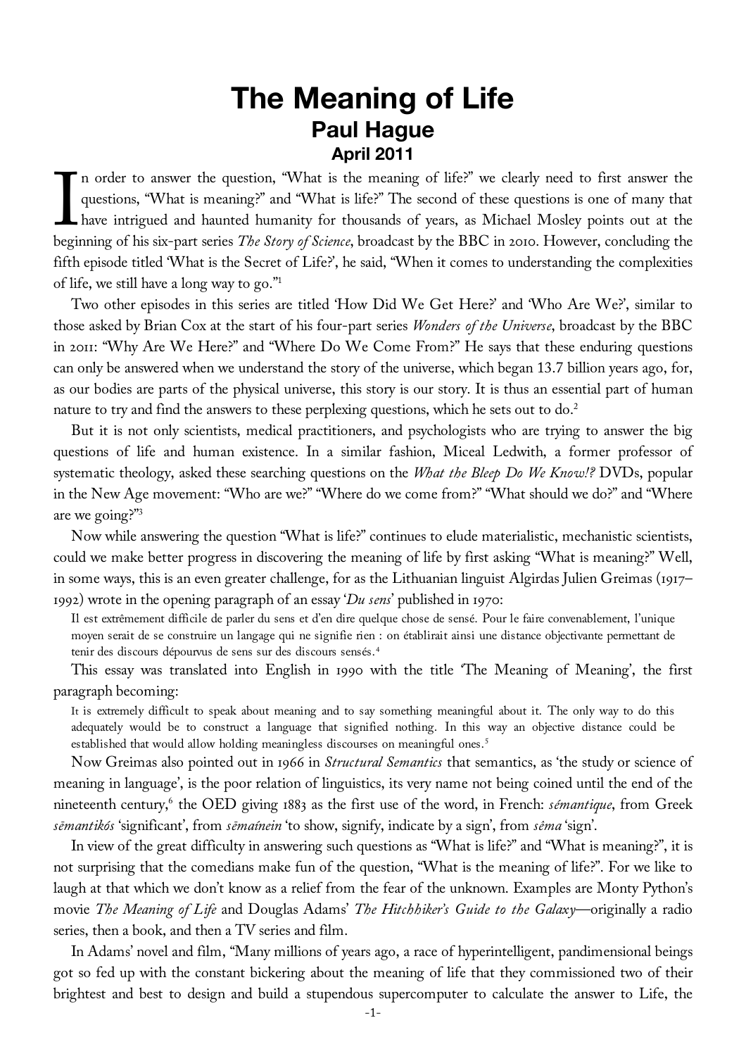# The Meaning of Life

## Paul Hague

### April 2011

In order to answer the question, "What is the meaning of life?" we clearly need to first answer the questions, "What is meaning?" and "What is life?" The second of these questions is one of many that have intrigued and haunted humanity for thousands of years, as Michael Mosley points out at the beginning of his six-part series *The Story of Science*, broadcast by the BBC in 2010. However, concluding the fifth episode titled 'What is the Secret of Life?', he said, "When it comes to understanding the complexities of life, we still have a long way to go."[1]

Two other episodes in this series are titled 'How Did We Get Here?' and 'Who Are We?', similar to those asked by Brian Cox at the start of his four-part series *Wonders of the Universe*, broadcast by the BBC in 2011: "Why Are We Here?" and "Where Do We Come From?" He says that these enduring questions can only be answered when we understand the story of the universe, which began 13.7 billion years ago, for, as our bodies are parts of the physical universe, this story is our story. It is thus an essential part of human nature to try and find the answers to these perplexing questions, which he sets out to do.[2]

But it is not only scientists, medical practitioners, and psychologists who are trying to answer the big questions of life and human existence. In a similar fashion, Miceal Ledwith, a former professor of systematic theology, asked these searching questions on the *What the Bleep Do We Know!?* DVDs, popular in the New Age movement: "Who are we?" "Where do we come from?" "What should we do?" and "Where are we going?"[3]

Now while answering the question "What is life?" continues to elude materialistic, mechanistic scientists, could we make better progress in discovering the meaning of life by first asking "What is meaning?" Well, in some ways, this is an even greater challenge, for as the Lithuanian linguist Algirdas Julien Greimas (1917–1992) wrote in the opening paragraph of an essay '*Du sens*' published in 1970:

> Il est extrêmement difficile de parler du sens et d'en dire quelque chose de sensé. Pour le faire convenablement, l'unique moyen serait de se construire un langage qui ne signifie rien : on établirait ainsi une distance objectivante permettant de tenir des discours dépourvus de sens sur des discours sensés.[4]

This essay was translated into English in 1990 with the title 'The Meaning of Meaning', the first paragraph becoming:

> It is extremely difficult to speak about meaning and to say something meaningful about it. The only way to do this adequately would be to construct a language that signified nothing. In this way an objective distance could be established that would allow holding meaningless discourses on meaningful ones.[5]

Now Greimas also pointed out in 1966 in *Structural Semantics* that semantics, as 'the study or science of meaning in language', is the poor relation of linguistics, its very name not being coined until the end of the nineteenth century,[6] the OED giving 1883 as the first use of the word, in French: *sémantique*, from Greek *sēmantikós* 'significant', from *sēmaínein* 'to show, signify, indicate by a sign', from *sêma* 'sign'.

In view of the great difficulty in answering such questions as "What is life?" and "What is meaning?", it is not surprising that the comedians make fun of the question, "What is the meaning of life?". For we like to laugh at that which we don't know as a relief from the fear of the unknown. Examples are Monty Python's movie *The Meaning of Life* and Douglas Adams' *The Hitchhiker's Guide to the Galaxy*—originally a radio series, then a book, and then a TV series and film.

In Adams' novel and film, "Many millions of years ago, a race of hyperintelligent, pandimensional beings got so fed up with the constant bickering about the meaning of life that they commissioned two of their brightest and best to design and build a stupendous supercomputer to calculate the answer to Life, the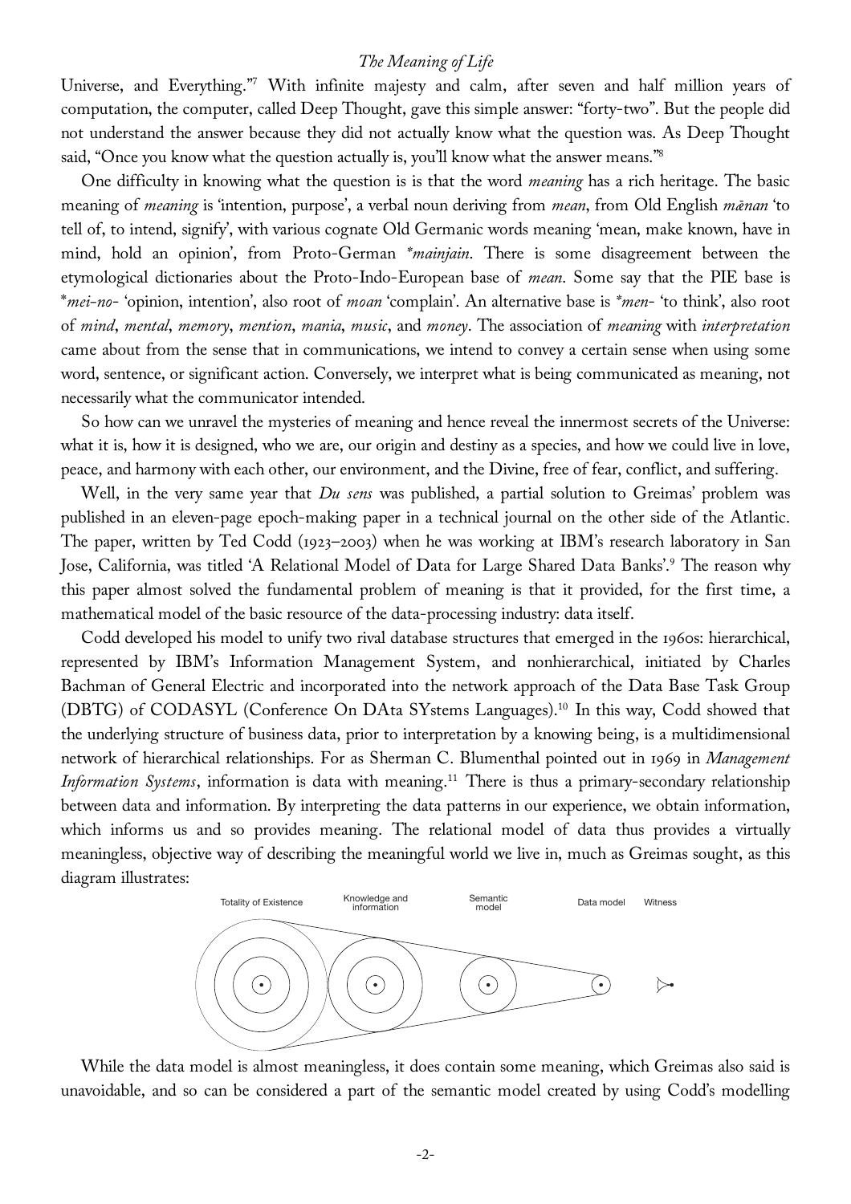Universe, and Everything."[7] With infinite majesty and calm, after seven and half million years of computation, the computer, called Deep Thought, gave this simple answer: "forty-two". But the people did not understand the answer because they did not actually know what the question was. As Deep Thought said, "Once you know what the question actually is, you'll know what the answer means."[8]

One difficulty in knowing what the question is is that the word *meaning* has a rich heritage. The basic meaning of *meaning* is 'intention, purpose', a verbal noun deriving from *mean*, from Old English *mǣnan* 'to tell of, to intend, signify', with various cognate Old Germanic words meaning 'mean, make known, have in mind, hold an opinion', from Proto-German *\*mainjain*. There is some disagreement between the etymological dictionaries about the Proto-Indo-European base of *mean*. Some say that the PIE base is *\*mei-no-* 'opinion, intention', also root of *moan* 'complain'. An alternative base is *\*men-* 'to think', also root of *mind*, *mental*, *memory*, *mention*, *mania*, *music*, and *money*. The association of *meaning* with *interpretation* came about from the sense that in communications, we intend to convey a certain sense when using some word, sentence, or significant action. Conversely, we interpret what is being communicated as meaning, not necessarily what the communicator intended.

So how can we unravel the mysteries of meaning and hence reveal the innermost secrets of the Universe: what it is, how it is designed, who we are, our origin and destiny as a species, and how we could live in love, peace, and harmony with each other, our environment, and the Divine, free of fear, conflict, and suffering.

Well, in the very same year that *Du sens* was published, a partial solution to Greimas' problem was published in an eleven-page epoch-making paper in a technical journal on the other side of the Atlantic. The paper, written by Ted Codd (1923–2003) when he was working at IBM's research laboratory in San Jose, California, was titled 'A Relational Model of Data for Large Shared Data Banks'.[9] The reason why this paper almost solved the fundamental problem of meaning is that it provided, for the first time, a mathematical model of the basic resource of the data-processing industry: data itself.

Codd developed his model to unify two rival database structures that emerged in the 1960s: hierarchical, represented by IBM's Information Management System, and nonhierarchical, initiated by Charles Bachman of General Electric and incorporated into the network approach of the Data Base Task Group (DBTG) of CODASYL (Conference On DAta SYstems Languages).[10] In this way, Codd showed that the underlying structure of business data, prior to interpretation by a knowing being, is a multidimensional network of hierarchical relationships. For as Sherman C. Blumenthal pointed out in 1969 in *Management Information Systems*, information is data with meaning.[11] There is thus a primary-secondary relationship between data and information. By interpreting the data patterns in our experience, we obtain information, which informs us and so provides meaning. The relational model of data thus provides a virtually meaningless, objective way of describing the meaningful world we live in, much as Greimas sought, as this diagram illustrates:

Totality of Existence — Knowledge and information — Semantic model — Data model — Witness

While the data model is almost meaningless, it does contain some meaning, which Greimas also said is unavoidable, and so can be considered a part of the semantic model created by using Codd's modelling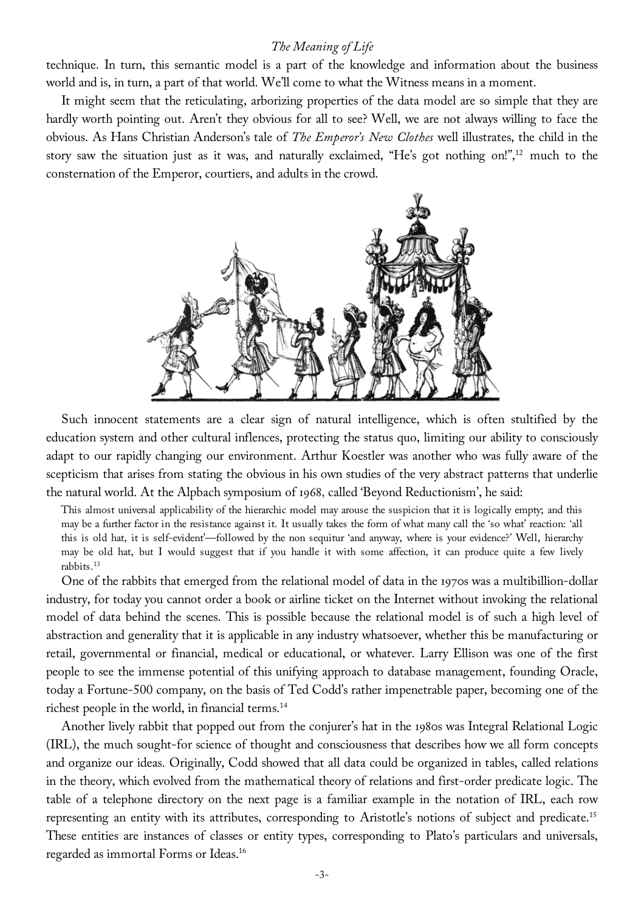technique. In turn, this semantic model is a part of the knowledge and information about the business world and is, in turn, a part of that world. We'll come to what the Witness means in a moment.

It might seem that the reticulating, arborizing properties of the data model are so simple that they are hardly worth pointing out. Aren't they obvious for all to see? Well, we are not always willing to face the obvious. As Hans Christian Anderson's tale of *The Emperor's New Clothes* well illustrates, the child in the story saw the situation just as it was, and naturally exclaimed, "He's got nothing on!",[12] much to the consternation of the Emperor, courtiers, and adults in the crowd.

Such innocent statements are a clear sign of natural intelligence, which is often stultified by the education system and other cultural inflences, protecting the status quo, limiting our ability to consciously adapt to our rapidly changing our environment. Arthur Koestler was another who was fully aware of the scepticism that arises from stating the obvious in his own studies of the very abstract patterns that underlie the natural world. At the Alpbach symposium of 1968, called 'Beyond Reductionism', he said:

> This almost universal applicability of the hierarchic model may arouse the suspicion that it is logically empty; and this may be a further factor in the resistance against it. It usually takes the form of what many call the 'so what' reaction: 'all this is old hat, it is self-evident'—followed by the non sequitur 'and anyway, where is your evidence?' Well, hierarchy may be old hat, but I would suggest that if you handle it with some affection, it can produce quite a few lively rabbits.[13]

One of the rabbits that emerged from the relational model of data in the 1970s was a multibillion-dollar industry, for today you cannot order a book or airline ticket on the Internet without invoking the relational model of data behind the scenes. This is possible because the relational model is of such a high level of abstraction and generality that it is applicable in any industry whatsoever, whether this be manufacturing or retail, governmental or financial, medical or educational, or whatever. Larry Ellison was one of the first people to see the immense potential of this unifying approach to database management, founding Oracle, today a Fortune-500 company, on the basis of Ted Codd's rather impenetrable paper, becoming one of the richest people in the world, in financial terms.[14]

Another lively rabbit that popped out from the conjurer's hat in the 1980s was Integral Relational Logic (IRL), the much sought-for science of thought and consciousness that describes how we all form concepts and organize our ideas. Originally, Codd showed that all data could be organized in tables, called relations in the theory, which evolved from the mathematical theory of relations and first-order predicate logic. The table of a telephone directory on the next page is a familiar example in the notation of IRL, each row representing an entity with its attributes, corresponding to Aristotle's notions of subject and predicate.[15] These entities are instances of classes or entity types, corresponding to Plato's particulars and universals, regarded as immortal Forms or Ideas.[16]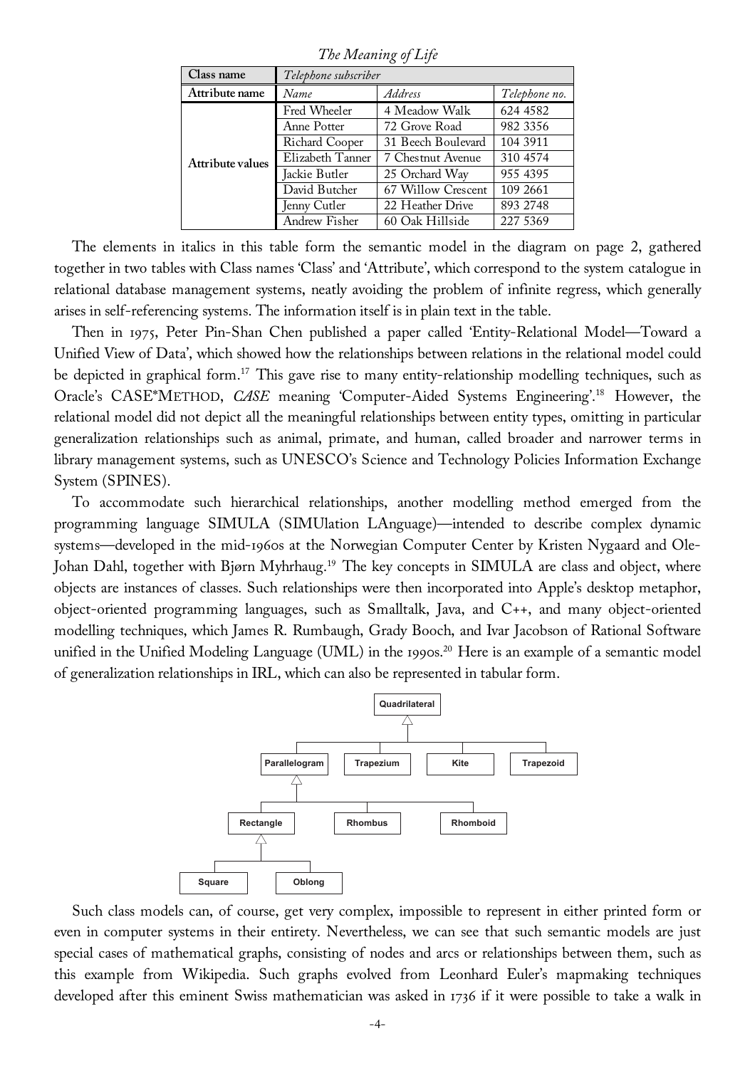| Class name | *Telephone subscriber* | | |
|---|---|---|---|
| Attribute name | *Name* | *Address* | *Telephone no.* |
| Attribute values | Fred Wheeler | 4 Meadow Walk | 624 4582 |
| | Anne Potter | 72 Grove Road | 982 3356 |
| | Richard Cooper | 31 Beech Boulevard | 104 3911 |
| | Elizabeth Tanner | 7 Chestnut Avenue | 310 4574 |
| | Jackie Butler | 25 Orchard Way | 955 4395 |
| | David Butcher | 67 Willow Crescent | 109 2661 |
| | Jenny Cutler | 22 Heather Drive | 893 2748 |
| | Andrew Fisher | 60 Oak Hillside | 227 5369 |

The elements in italics in this table form the semantic model in the diagram on page 2, gathered together in two tables with Class names 'Class' and 'Attribute', which correspond to the system catalogue in relational database management systems, neatly avoiding the problem of infinite regress, which generally arises in self-referencing systems. The information itself is in plain text in the table.

Then in 1975, Peter Pin-Shan Chen published a paper called 'Entity-Relational Model—Toward a Unified View of Data', which showed how the relationships between relations in the relational model could be depicted in graphical form.[17] This gave rise to many entity-relationship modelling techniques, such as Oracle's CASE*METHOD, *CASE* meaning 'Computer-Aided Systems Engineering'.[18] However, the relational model did not depict all the meaningful relationships between entity types, omitting in particular generalization relationships such as animal, primate, and human, called broader and narrower terms in library management systems, such as UNESCO's Science and Technology Policies Information Exchange System (SPINES).

To accommodate such hierarchical relationships, another modelling method emerged from the programming language SIMULA (SIMUlation LAnguage)—intended to describe complex dynamic systems—developed in the mid-1960s at the Norwegian Computer Center by Kristen Nygaard and Ole-Johan Dahl, together with Bjørn Myhrhaug.[19] The key concepts in SIMULA are class and object, where objects are instances of classes. Such relationships were then incorporated into Apple's desktop metaphor, object-oriented programming languages, such as Smalltalk, Java, and C++, and many object-oriented modelling techniques, which James R. Rumbaugh, Grady Booch, and Ivar Jacobson of Rational Software unified in the Unified Modeling Language (UML) in the 1990s.[20] Here is an example of a semantic model of generalization relationships in IRL, which can also be represented in tabular form.

Quadrilateral

Parallelogram Trapezium Kite Trapezoid

Rectangle Rhombus Rhomboid

Square Oblong

Such class models can, of course, get very complex, impossible to represent in either printed form or even in computer systems in their entirety. Nevertheless, we can see that such semantic models are just special cases of mathematical graphs, consisting of nodes and arcs or relationships between them, such as this example from Wikipedia. Such graphs evolved from Leonhard Euler's mapmaking techniques developed after this eminent Swiss mathematician was asked in 1736 if it were possible to take a walk in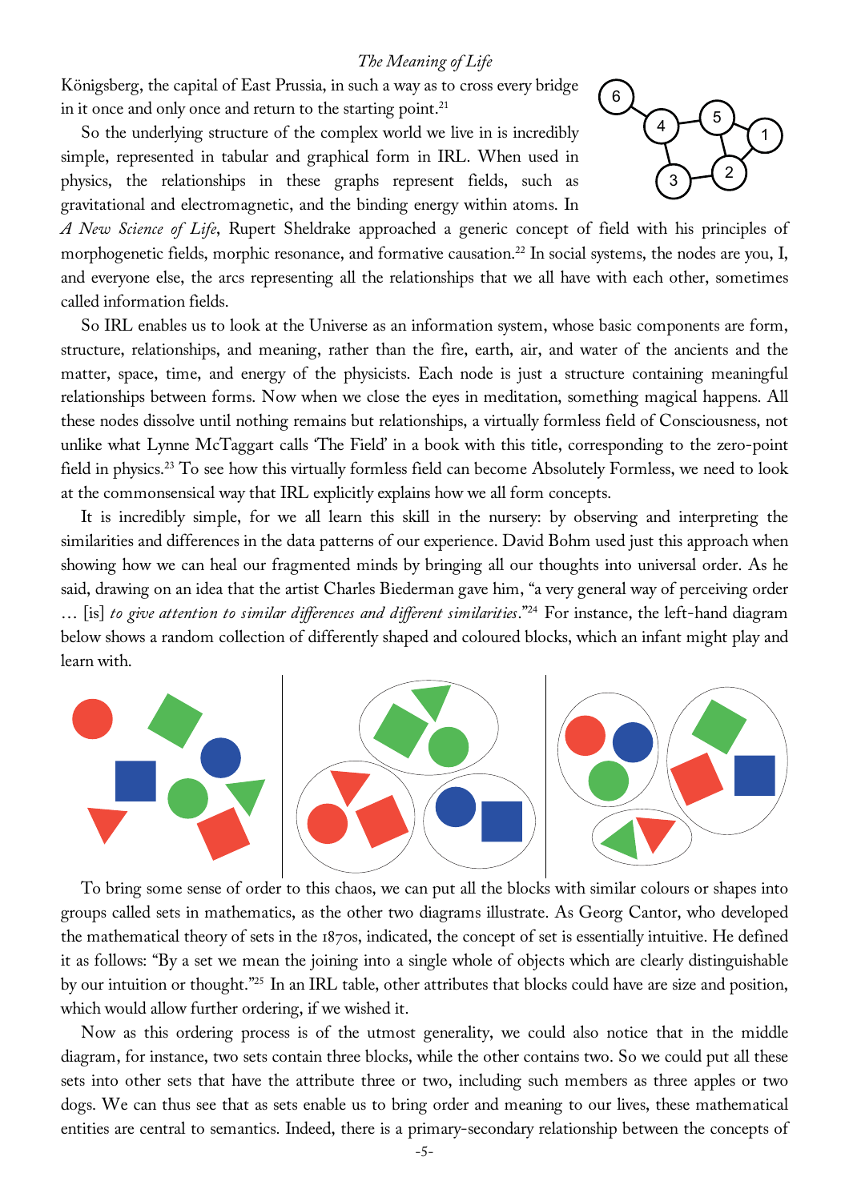Königsberg, the capital of East Prussia, in such a way as to cross every bridge in it once and only once and return to the starting point.[21]

So the underlying structure of the complex world we live in is incredibly simple, represented in tabular and graphical form in IRL. When used in physics, the relationships in these graphs represent fields, such as gravitational and electromagnetic, and the binding energy within atoms. In *A New Science of Life*, Rupert Sheldrake approached a generic concept of field with his principles of morphogenetic fields, morphic resonance, and formative causation.[22] In social systems, the nodes are you, I, and everyone else, the arcs representing all the relationships that we all have with each other, sometimes called information fields.

So IRL enables us to look at the Universe as an information system, whose basic components are form, structure, relationships, and meaning, rather than the fire, earth, air, and water of the ancients and the matter, space, time, and energy of the physicists. Each node is just a structure containing meaningful relationships between forms. Now when we close the eyes in meditation, something magical happens. All these nodes dissolve until nothing remains but relationships, a virtually formless field of Consciousness, not unlike what Lynne McTaggart calls 'The Field' in a book with this title, corresponding to the zero-point field in physics.[23] To see how this virtually formless field can become Absolutely Formless, we need to look at the commonsensical way that IRL explicitly explains how we all form concepts.

It is incredibly simple, for we all learn this skill in the nursery: by observing and interpreting the similarities and differences in the data patterns of our experience. David Bohm used just this approach when showing how we can heal our fragmented minds by bringing all our thoughts into universal order. As he said, drawing on an idea that the artist Charles Biederman gave him, "a very general way of perceiving order … [is] *to give attention to similar differences and different similarities*."[24] For instance, the left-hand diagram below shows a random collection of differently shaped and coloured blocks, which an infant might play and learn with.

To bring some sense of order to this chaos, we can put all the blocks with similar colours or shapes into groups called sets in mathematics, as the other two diagrams illustrate. As Georg Cantor, who developed the mathematical theory of sets in the 1870s, indicated, the concept of set is essentially intuitive. He defined it as follows: "By a set we mean the joining into a single whole of objects which are clearly distinguishable by our intuition or thought."[25] In an IRL table, other attributes that blocks could have are size and position, which would allow further ordering, if we wished it.

Now as this ordering process is of the utmost generality, we could also notice that in the middle diagram, for instance, two sets contain three blocks, while the other contains two. So we could put all these sets into other sets that have the attribute three or two, including such members as three apples or two dogs. We can thus see that as sets enable us to bring order and meaning to our lives, these mathematical entities are central to semantics. Indeed, there is a primary-secondary relationship between the concepts of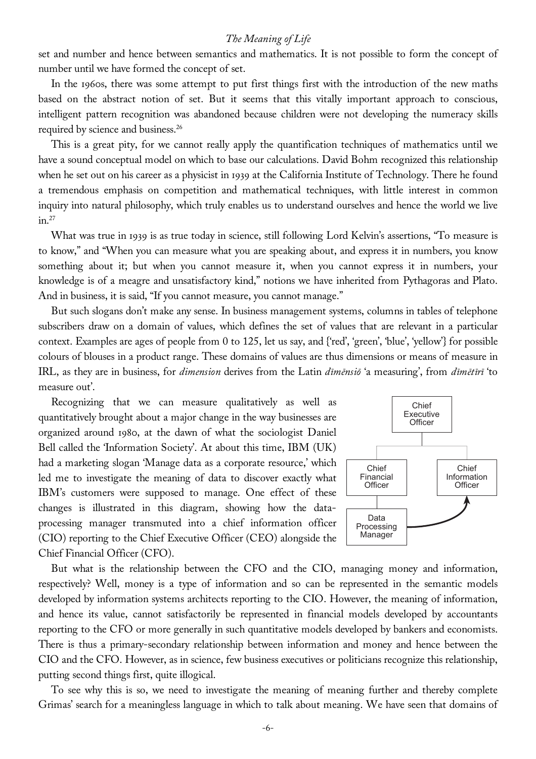set and number and hence between semantics and mathematics. It is not possible to form the concept of number until we have formed the concept of set.

In the 1960s, there was some attempt to put first things first with the introduction of the new maths based on the abstract notion of set. But it seems that this vitally important approach to conscious, intelligent pattern recognition was abandoned because children were not developing the numeracy skills required by science and business.[26]

This is a great pity, for we cannot really apply the quantification techniques of mathematics until we have a sound conceptual model on which to base our calculations. David Bohm recognized this relationship when he set out on his career as a physicist in 1939 at the California Institute of Technology. There he found a tremendous emphasis on competition and mathematical techniques, with little interest in common inquiry into natural philosophy, which truly enables us to understand ourselves and hence the world we live in.[27]

What was true in 1939 is as true today in science, still following Lord Kelvin's assertions, "To measure is to know," and "When you can measure what you are speaking about, and express it in numbers, you know something about it; but when you cannot measure it, when you cannot express it in numbers, your knowledge is of a meagre and unsatisfactory kind," notions we have inherited from Pythagoras and Plato. And in business, it is said, "If you cannot measure, you cannot manage."

But such slogans don't make any sense. In business management systems, columns in tables of telephone subscribers draw on a domain of values, which defines the set of values that are relevant in a particular context. Examples are ages of people from 0 to 125, let us say, and {'red', 'green', 'blue', 'yellow'} for possible colours of blouses in a product range. These domains of values are thus dimensions or means of measure in IRL, as they are in business, for *dimension* derives from the Latin *dīmēnsiō* 'a measuring', from *dīmētīrī* 'to measure out'.

Recognizing that we can measure qualitatively as well as quantitatively brought about a major change in the way businesses are organized around 1980, at the dawn of what the sociologist Daniel Bell called the 'Information Society'. At about this time, IBM (UK) had a marketing slogan 'Manage data as a corporate resource,' which led me to investigate the meaning of data to discover exactly what IBM's customers were supposed to manage. One effect of these changes is illustrated in this diagram, showing how the data-processing manager transmuted into a chief information officer (CIO) reporting to the Chief Executive Officer (CEO) alongside the Chief Financial Officer (CFO).

Chief Executive Officer — Chief Financial Officer — Chief Information Officer — Data Processing Manager

But what is the relationship between the CFO and the CIO, managing money and information, respectively? Well, money is a type of information and so can be represented in the semantic models developed by information systems architects reporting to the CIO. However, the meaning of information, and hence its value, cannot satisfactorily be represented in financial models developed by accountants reporting to the CFO or more generally in such quantitative models developed by bankers and economists. There is thus a primary-secondary relationship between information and money and hence between the CIO and the CFO. However, as in science, few business executives or politicians recognize this relationship, putting second things first, quite illogical.

To see why this is so, we need to investigate the meaning of meaning further and thereby complete Grimas' search for a meaningless language in which to talk about meaning. We have seen that domains of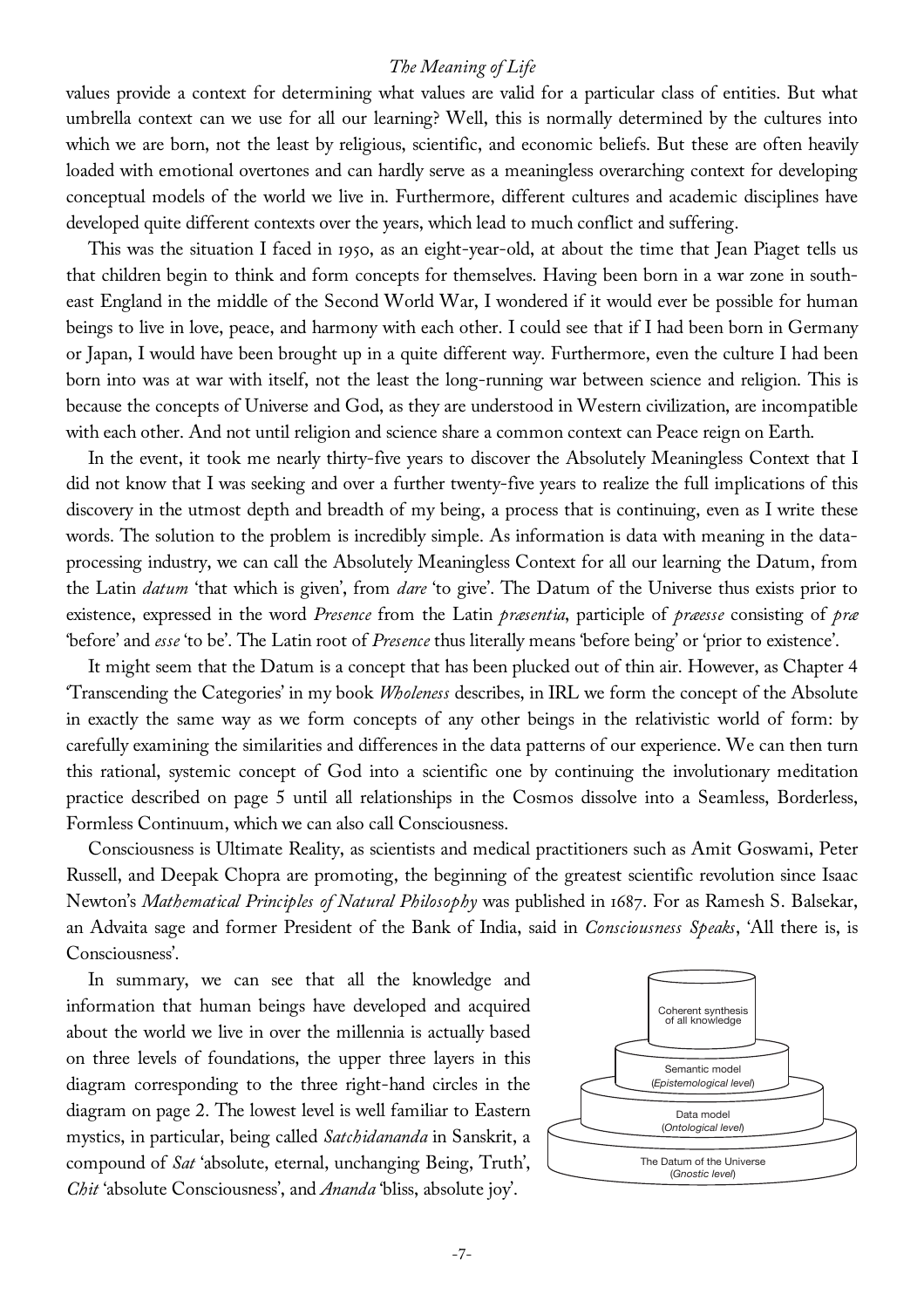values provide a context for determining what values are valid for a particular class of entities. But what umbrella context can we use for all our learning? Well, this is normally determined by the cultures into which we are born, not the least by religious, scientific, and economic beliefs. But these are often heavily loaded with emotional overtones and can hardly serve as a meaningless overarching context for developing conceptual models of the world we live in. Furthermore, different cultures and academic disciplines have developed quite different contexts over the years, which lead to much conflict and suffering.

This was the situation I faced in 1950, as an eight-year-old, at about the time that Jean Piaget tells us that children begin to think and form concepts for themselves. Having been born in a war zone in south-east England in the middle of the Second World War, I wondered if it would ever be possible for human beings to live in love, peace, and harmony with each other. I could see that if I had been born in Germany or Japan, I would have been brought up in a quite different way. Furthermore, even the culture I had been born into was at war with itself, not the least the long-running war between science and religion. This is because the concepts of Universe and God, as they are understood in Western civilization, are incompatible with each other. And not until religion and science share a common context can Peace reign on Earth.

In the event, it took me nearly thirty-five years to discover the Absolutely Meaningless Context that I did not know that I was seeking and over a further twenty-five years to realize the full implications of this discovery in the utmost depth and breadth of my being, a process that is continuing, even as I write these words. The solution to the problem is incredibly simple. As information is data with meaning in the data-processing industry, we can call the Absolutely Meaningless Context for all our learning the Datum, from the Latin *datum* 'that which is given', from *dare* 'to give'. The Datum of the Universe thus exists prior to existence, expressed in the word *Presence* from the Latin *præsentia*, participle of *præesse* consisting of *præ* 'before' and *esse* 'to be'. The Latin root of *Presence* thus literally means 'before being' or 'prior to existence'.

It might seem that the Datum is a concept that has been plucked out of thin air. However, as Chapter 4 'Transcending the Categories' in my book *Wholeness* describes, in IRL we form the concept of the Absolute in exactly the same way as we form concepts of any other beings in the relativistic world of form: by carefully examining the similarities and differences in the data patterns of our experience. We can then turn this rational, systemic concept of God into a scientific one by continuing the involutionary meditation practice described on page 5 until all relationships in the Cosmos dissolve into a Seamless, Borderless, Formless Continuum, which we can also call Consciousness.

Consciousness is Ultimate Reality, as scientists and medical practitioners such as Amit Goswami, Peter Russell, and Deepak Chopra are promoting, the beginning of the greatest scientific revolution since Isaac Newton's *Mathematical Principles of Natural Philosophy* was published in 1687. For as Ramesh S. Balsekar, an Advaita sage and former President of the Bank of India, said in *Consciousness Speaks*, 'All there is, is Consciousness'.

In summary, we can see that all the knowledge and information that human beings have developed and acquired about the world we live in over the millennia is actually based on three levels of foundations, the upper three layers in this diagram corresponding to the three right-hand circles in the diagram on page 2. The lowest level is well familiar to Eastern mystics, in particular, being called *Satchidananda* in Sanskrit, a compound of *Sat* 'absolute, eternal, unchanging Being, Truth', *Chit* 'absolute Consciousness', and *Ananda* 'bliss, absolute joy'.

Coherent synthesis of all knowledge

Semantic model (*Epistemological level*)

Data model (*Ontological level*)

The Datum of the Universe (*Gnostic level*)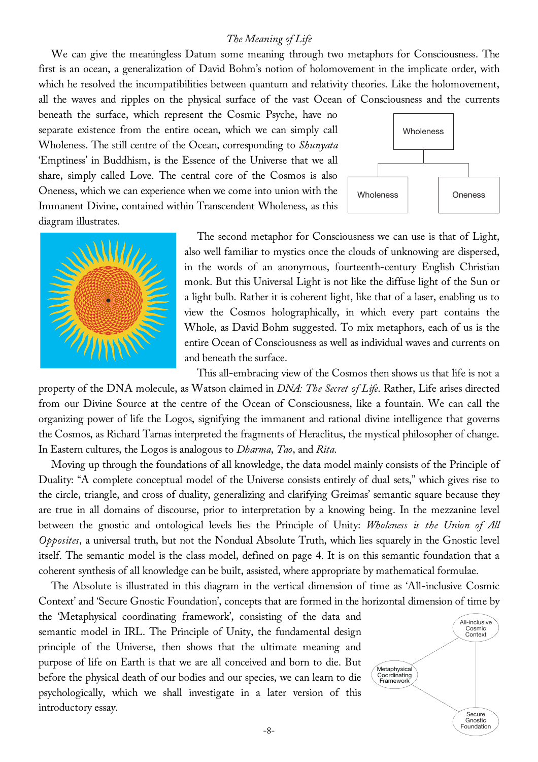We can give the meaningless Datum some meaning through two metaphors for Consciousness. The first is an ocean, a generalization of David Bohm's notion of holomovement in the implicate order, with which he resolved the incompatibilities between quantum and relativity theories. Like the holomovement, all the waves and ripples on the physical surface of the vast Ocean of Consciousness and the currents beneath the surface, which represent the Cosmic Psyche, have no separate existence from the entire ocean, which we can simply call Wholeness. The still centre of the Ocean, corresponding to *Shunyata* 'Emptiness' in Buddhism, is the Essence of the Universe that we all share, simply called Love. The central core of the Cosmos is also Oneness, which we can experience when we come into union with the Immanent Divine, contained within Transcendent Wholeness, as this diagram illustrates.

Wholeness

Wholeness

Oneness

The second metaphor for Consciousness we can use is that of Light, also well familiar to mystics once the clouds of unknowing are dispersed, in the words of an anonymous, fourteenth-century English Christian monk. But this Universal Light is not like the diffuse light of the Sun or a light bulb. Rather it is coherent light, like that of a laser, enabling us to view the Cosmos holographically, in which every part contains the Whole, as David Bohm suggested. To mix metaphors, each of us is the entire Ocean of Consciousness as well as individual waves and currents on and beneath the surface.

This all-embracing view of the Cosmos then shows us that life is not a property of the DNA molecule, as Watson claimed in *DNA: The Secret of Life*. Rather, Life arises directed from our Divine Source at the centre of the Ocean of Consciousness, like a fountain. We can call the organizing power of life the Logos, signifying the immanent and rational divine intelligence that governs the Cosmos, as Richard Tarnas interpreted the fragments of Heraclitus, the mystical philosopher of change. In Eastern cultures, the Logos is analogous to *Dharma*, *Tao*, and *Rita*.

Moving up through the foundations of all knowledge, the data model mainly consists of the Principle of Duality: "A complete conceptual model of the Universe consists entirely of dual sets," which gives rise to the circle, triangle, and cross of duality, generalizing and clarifying Greimas' semantic square because they are true in all domains of discourse, prior to interpretation by a knowing being. In the mezzanine level between the gnostic and ontological levels lies the Principle of Unity: *Wholeness is the Union of All Opposites*, a universal truth, but not the Nondual Absolute Truth, which lies squarely in the Gnostic level itself. The semantic model is the class model, defined on page 4. It is on this semantic foundation that a coherent synthesis of all knowledge can be built, assisted, where appropriate by mathematical formulae.

The Absolute is illustrated in this diagram in the vertical dimension of time as 'All-inclusive Cosmic Context' and 'Secure Gnostic Foundation', concepts that are formed in the horizontal dimension of time by the 'Metaphysical coordinating framework', consisting of the data and semantic model in IRL. The Principle of Unity, the fundamental design principle of the Universe, then shows that the ultimate meaning and purpose of life on Earth is that we are all conceived and born to die. But before the physical death of our bodies and our species, we can learn to die psychologically, which we shall investigate in a later version of this introductory essay.

All-inclusive Cosmic Context

Metaphysical Coordinating Framework

Secure Gnostic Foundation